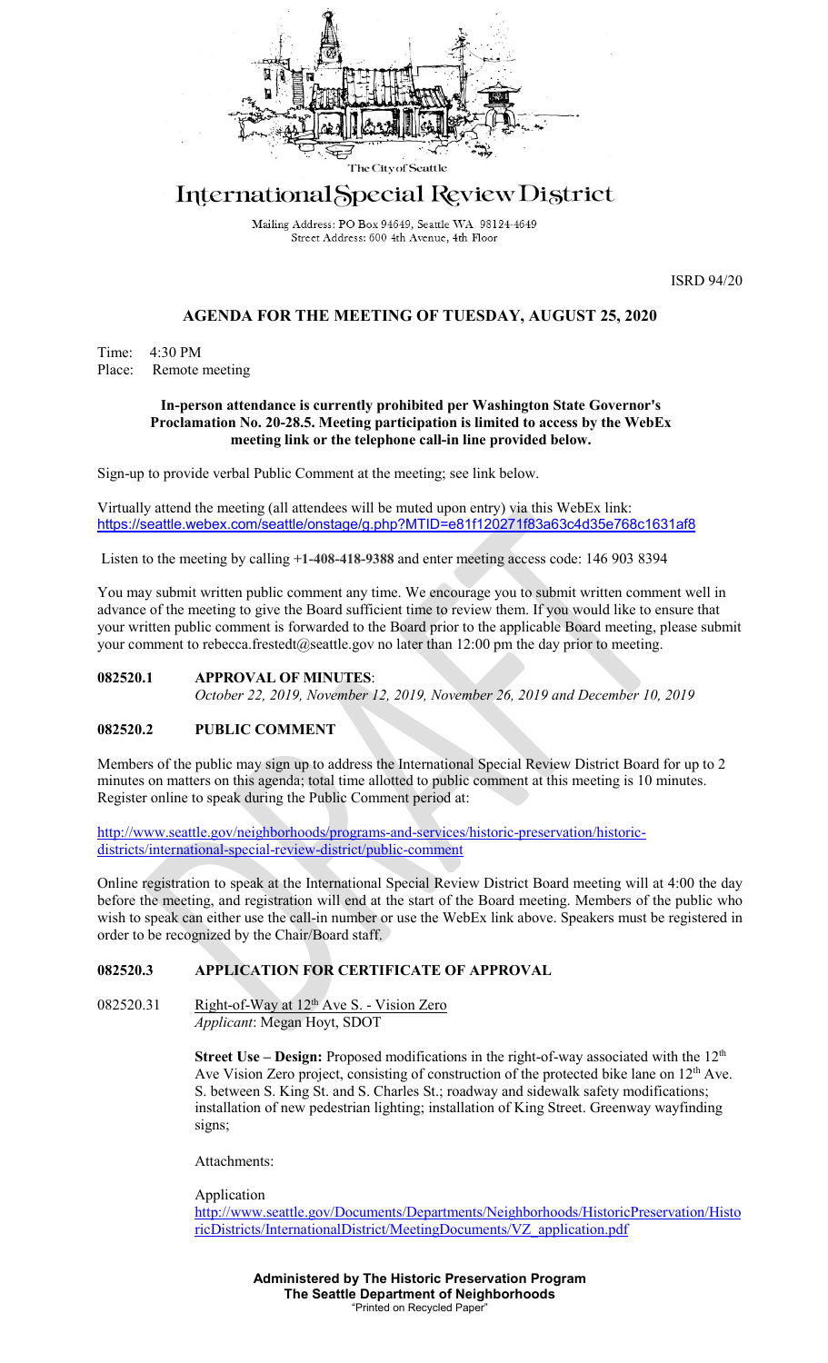The City of Seattle

# International Special Review District

Mailing Address: PO Box 94649, Seattle WA 98124-4649
Street Address: 600 4th Avenue, 4th Floor

ISRD 94/20

## AGENDA FOR THE MEETING OF TUESDAY, AUGUST 25, 2020

Time: 4:30 PM
Place: Remote meeting

**In-person attendance is currently prohibited per Washington State Governor's Proclamation No. 20-28.5. Meeting participation is limited to access by the WebEx meeting link or the telephone call-in line provided below.**

Sign-up to provide verbal Public Comment at the meeting; see link below.

Virtually attend the meeting (all attendees will be muted upon entry) via this WebEx link:
https://seattle.webex.com/seattle/onstage/g.php?MTID=e81f120271f83a63c4d35e768c1631af8

Listen to the meeting by calling **+1-408-418-9388** and enter meeting access code: 146 903 8394

You may submit written public comment any time. We encourage you to submit written comment well in advance of the meeting to give the Board sufficient time to review them. If you would like to ensure that your written public comment is forwarded to the Board prior to the applicable Board meeting, please submit your comment to rebecca.frestedt@seattle.gov no later than 12:00 pm the day prior to meeting.

### 082520.1 APPROVAL OF MINUTES:

*October 22, 2019, November 12, 2019, November 26, 2019 and December 10, 2019*

### 082520.2 PUBLIC COMMENT

Members of the public may sign up to address the International Special Review District Board for up to 2 minutes on matters on this agenda; total time allotted to public comment at this meeting is 10 minutes. Register online to speak during the Public Comment period at:

http://www.seattle.gov/neighborhoods/programs-and-services/historic-preservation/historic-districts/international-special-review-district/public-comment

Online registration to speak at the International Special Review District Board meeting will at 4:00 the day before the meeting, and registration will end at the start of the Board meeting. Members of the public who wish to speak can either use the call-in number or use the WebEx link above. Speakers must be registered in order to be recognized by the Chair/Board staff.

### 082520.3 APPLICATION FOR CERTIFICATE OF APPROVAL

082520.31 Right-of-Way at 12th Ave S. - Vision Zero
*Applicant*: Megan Hoyt, SDOT

**Street Use – Design:** Proposed modifications in the right-of-way associated with the 12th Ave Vision Zero project, consisting of construction of the protected bike lane on 12th Ave. S. between S. King St. and S. Charles St.; roadway and sidewalk safety modifications; installation of new pedestrian lighting; installation of King Street. Greenway wayfinding signs;

Attachments:

Application
http://www.seattle.gov/Documents/Departments/Neighborhoods/HistoricPreservation/HistoricDistricts/InternationalDistrict/MeetingDocuments/VZ_application.pdf

**Administered by The Historic Preservation Program**
**The Seattle Department of Neighborhoods**
"Printed on Recycled Paper"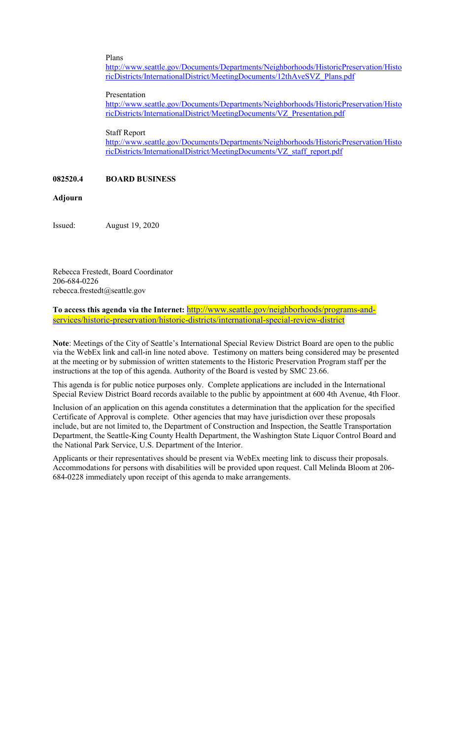Plans
[http://www.seattle.gov/Documents/Departments/Neighborhoods/HistoricPreservation/HistoricDistricts/InternationalDistrict/MeetingDocuments/12thAveSVZ_Plans.pdf](http://www.seattle.gov/Documents/Departments/Neighborhoods/HistoricPreservation/HistoricDistricts/InternationalDistrict/MeetingDocuments/12thAveSVZ_Plans.pdf)

Presentation
[http://www.seattle.gov/Documents/Departments/Neighborhoods/HistoricPreservation/HistoricDistricts/InternationalDistrict/MeetingDocuments/VZ_Presentation.pdf](http://www.seattle.gov/Documents/Departments/Neighborhoods/HistoricPreservation/HistoricDistricts/InternationalDistrict/MeetingDocuments/VZ_Presentation.pdf)

Staff Report
[http://www.seattle.gov/Documents/Departments/Neighborhoods/HistoricPreservation/HistoricDistricts/InternationalDistrict/MeetingDocuments/VZ_staff_report.pdf](http://www.seattle.gov/Documents/Departments/Neighborhoods/HistoricPreservation/HistoricDistricts/InternationalDistrict/MeetingDocuments/VZ_staff_report.pdf)

**082520.4 BOARD BUSINESS**

**Adjourn**

Issued: August 19, 2020

Rebecca Frestedt, Board Coordinator
206-684-0226
rebecca.frestedt@seattle.gov

**To access this agenda via the Internet:** [http://www.seattle.gov/neighborhoods/programs-and-services/historic-preservation/historic-districts/international-special-review-district](http://www.seattle.gov/neighborhoods/programs-and-services/historic-preservation/historic-districts/international-special-review-district)

**Note**: Meetings of the City of Seattle's International Special Review District Board are open to the public via the WebEx link and call-in line noted above. Testimony on matters being considered may be presented at the meeting or by submission of written statements to the Historic Preservation Program staff per the instructions at the top of this agenda. Authority of the Board is vested by SMC 23.66.

This agenda is for public notice purposes only. Complete applications are included in the International Special Review District Board records available to the public by appointment at 600 4th Avenue, 4th Floor.

Inclusion of an application on this agenda constitutes a determination that the application for the specified Certificate of Approval is complete. Other agencies that may have jurisdiction over these proposals include, but are not limited to, the Department of Construction and Inspection, the Seattle Transportation Department, the Seattle-King County Health Department, the Washington State Liquor Control Board and the National Park Service, U.S. Department of the Interior.

Applicants or their representatives should be present via WebEx meeting link to discuss their proposals. Accommodations for persons with disabilities will be provided upon request. Call Melinda Bloom at 206-684-0228 immediately upon receipt of this agenda to make arrangements.